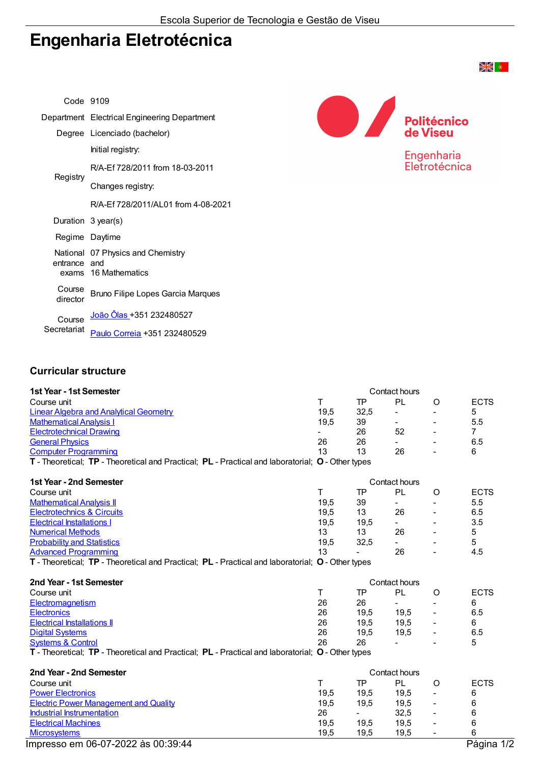# Engenharia Eletrotécnica

| | |
|---|---|
| Code | 9109 |
| Department | Electrical Engineering Department |
| Degree | Licenciado (bachelor) |
| Registry | Initial registry: R/A-Ef 728/2011 from 18-03-2011 Changes registry: R/A-Ef 728/2011/AL01 from 4-08-2021 |
| Duration | 3 year(s) |
| Regime | Daytime |
| National entrance exams | 07 Physics and Chemistry and 16 Mathematics |
| Course director | Bruno Filipe Lopes Garcia Marques |
| Course Secretariat | João Ôlas +351 232480527 Paulo Correia +351 232480529 |

## Curricular structure

### 1st Year - 1st Semester

| Course unit | T | TP | PL | O | ECTS |
|---|---|---|---|---|---|
| Linear Algebra and Analytical Geometry | 19,5 | 32,5 | - | - | 5 |
| Mathematical Analysis I | 19,5 | 39 | - | - | 5.5 |
| Electrotechnical Drawing | - | 26 | 52 | - | 7 |
| General Physics | 26 | 26 | - | - | 6.5 |
| Computer Programming | 13 | 13 | 26 | - | 6 |

Contact hours: **T** - Theoretical; **TP** - Theoretical and Practical; **PL** - Practical and laboratorial; **O** - Other types

### 1st Year - 2nd Semester

| Course unit | T | TP | PL | O | ECTS |
|---|---|---|---|---|---|
| Mathematical Analysis II | 19,5 | 39 | - | - | 5.5 |
| Electrotechnics & Circuits | 19,5 | 13 | 26 | - | 6.5 |
| Electrical Installations I | 19,5 | 19,5 | - | - | 3.5 |
| Numerical Methods | 13 | 13 | 26 | - | 5 |
| Probability and Statistics | 19,5 | 32,5 | - | - | 5 |
| Advanced Programming | 13 | - | 26 | - | 4.5 |

Contact hours: **T** - Theoretical; **TP** - Theoretical and Practical; **PL** - Practical and laboratorial; **O** - Other types

### 2nd Year - 1st Semester

| Course unit | T | TP | PL | O | ECTS |
|---|---|---|---|---|---|
| Electromagnetism | 26 | 26 | - | - | 6 |
| Electronics | 26 | 19,5 | 19,5 | - | 6.5 |
| Electrical Installations II | 26 | 19,5 | 19,5 | - | 6 |
| Digital Systems | 26 | 19,5 | 19,5 | - | 6.5 |
| Systems & Control | 26 | 26 | - | - | 5 |

Contact hours: **T** - Theoretical; **TP** - Theoretical and Practical; **PL** - Practical and laboratorial; **O** - Other types

### 2nd Year - 2nd Semester

| Course unit | T | TP | PL | O | ECTS |
|---|---|---|---|---|---|
| Power Electronics | 19,5 | 19,5 | 19,5 | - | 6 |
| Electric Power Management and Quality | 19,5 | 19,5 | 19,5 | - | 6 |
| Industrial Instrumentation | 26 | - | 32,5 | - | 6 |
| Electrical Machines | 19,5 | 19,5 | 19,5 | - | 6 |
| Microsystems | 19,5 | 19,5 | 19,5 | - | 6 |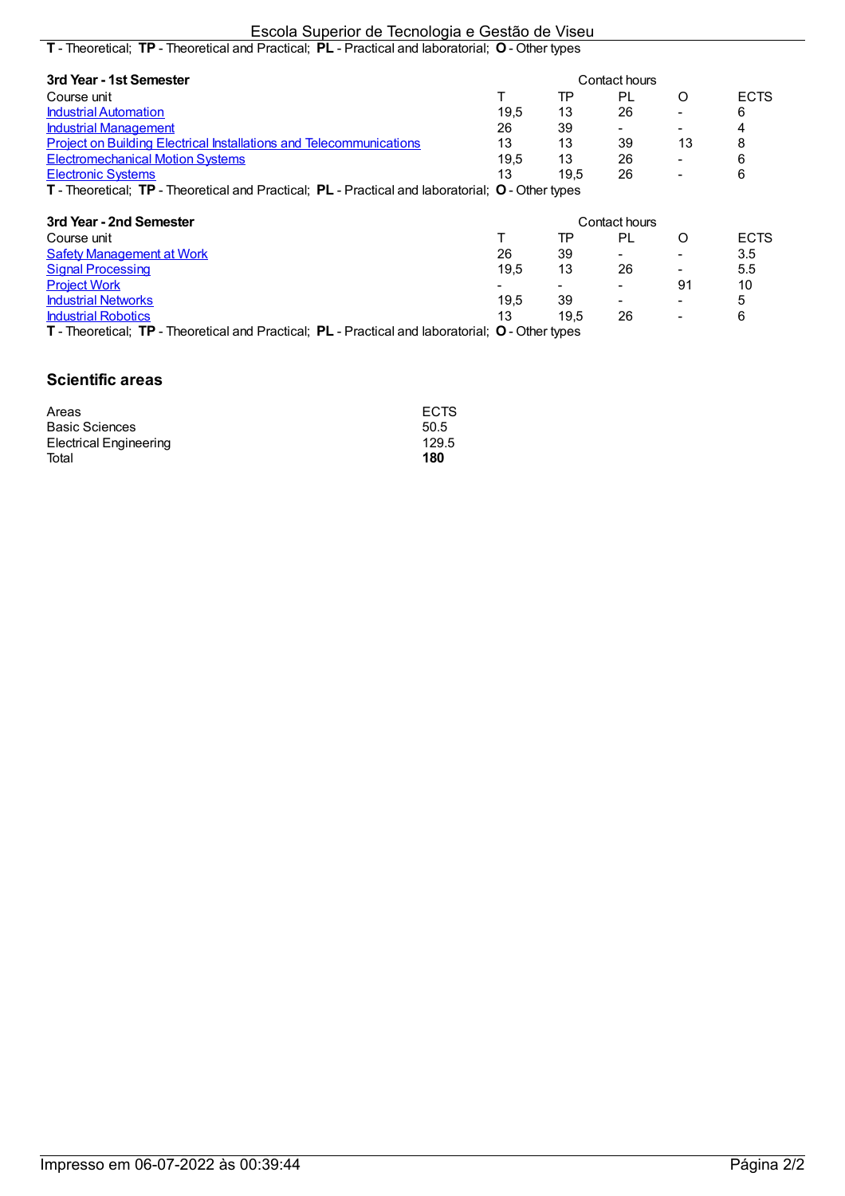**T** - Theoretical; **TP** - Theoretical and Practical; **PL** - Practical and laboratorial; **O** - Other types

### 3rd Year - 1st Semester

| | Contact hours | | | | |
|---|---|---|---|---|---|
| Course unit | T | TP | PL | O | ECTS |
| Industrial Automation | 19,5 | 13 | 26 | - | 6 |
| Industrial Management | 26 | 39 | - | - | 4 |
| Project on Building Electrical Installations and Telecommunications | 13 | 13 | 39 | 13 | 8 |
| Electromechanical Motion Systems | 19,5 | 13 | 26 | - | 6 |
| Electronic Systems | 13 | 19,5 | 26 | - | 6 |

**T** - Theoretical; **TP** - Theoretical and Practical; **PL** - Practical and laboratorial; **O** - Other types

### 3rd Year - 2nd Semester

| | Contact hours | | | | |
|---|---|---|---|---|---|
| Course unit | T | TP | PL | O | ECTS |
| Safety Management at Work | 26 | 39 | - | - | 3.5 |
| Signal Processing | 19,5 | 13 | 26 | - | 5.5 |
| Project Work | - | - | - | 91 | 10 |
| Industrial Networks | 19,5 | 39 | - | - | 5 |
| Industrial Robotics | 13 | 19,5 | 26 | - | 6 |

**T** - Theoretical; **TP** - Theoretical and Practical; **PL** - Practical and laboratorial; **O** - Other types

## Scientific areas

| Areas | ECTS |
|---|---|
| Basic Sciences | 50.5 |
| Electrical Engineering | 129.5 |
| Total | **180** |